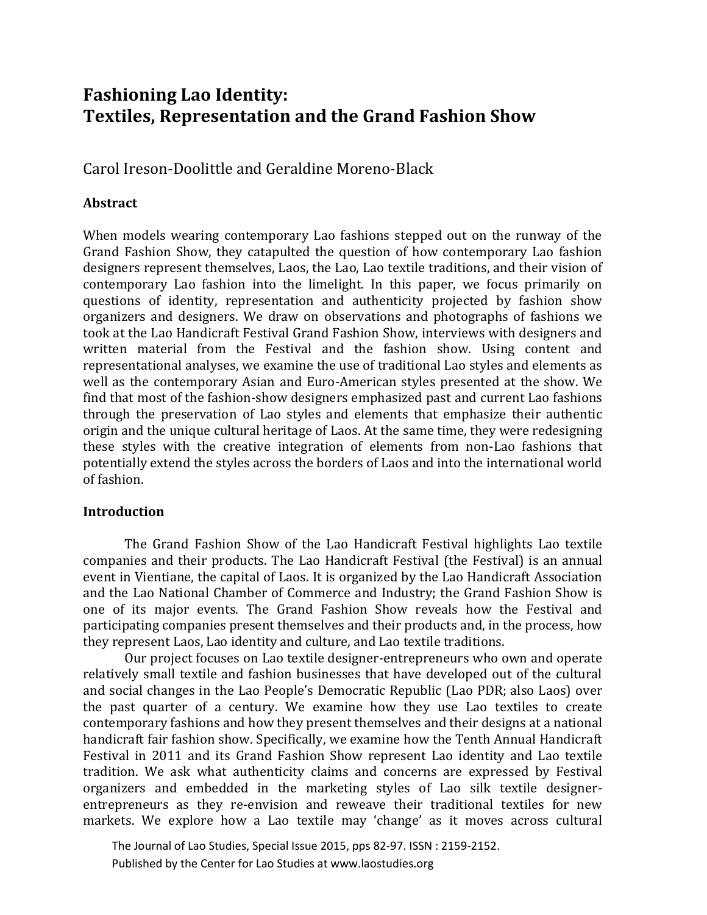# Fashioning Lao Identity: Textiles, Representation and the Grand Fashion Show

Carol Ireson-Doolittle and Geraldine Moreno-Black

## Abstract

When models wearing contemporary Lao fashions stepped out on the runway of the Grand Fashion Show, they catapulted the question of how contemporary Lao fashion designers represent themselves, Laos, the Lao, Lao textile traditions, and their vision of contemporary Lao fashion into the limelight. In this paper, we focus primarily on questions of identity, representation and authenticity projected by fashion show organizers and designers. We draw on observations and photographs of fashions we took at the Lao Handicraft Festival Grand Fashion Show, interviews with designers and written material from the Festival and the fashion show. Using content and representational analyses, we examine the use of traditional Lao styles and elements as well as the contemporary Asian and Euro-American styles presented at the show. We find that most of the fashion-show designers emphasized past and current Lao fashions through the preservation of Lao styles and elements that emphasize their authentic origin and the unique cultural heritage of Laos. At the same time, they were redesigning these styles with the creative integration of elements from non-Lao fashions that potentially extend the styles across the borders of Laos and into the international world of fashion.

## Introduction

The Grand Fashion Show of the Lao Handicraft Festival highlights Lao textile companies and their products. The Lao Handicraft Festival (the Festival) is an annual event in Vientiane, the capital of Laos. It is organized by the Lao Handicraft Association and the Lao National Chamber of Commerce and Industry; the Grand Fashion Show is one of its major events. The Grand Fashion Show reveals how the Festival and participating companies present themselves and their products and, in the process, how they represent Laos, Lao identity and culture, and Lao textile traditions.

Our project focuses on Lao textile designer-entrepreneurs who own and operate relatively small textile and fashion businesses that have developed out of the cultural and social changes in the Lao People's Democratic Republic (Lao PDR; also Laos) over the past quarter of a century. We examine how they use Lao textiles to create contemporary fashions and how they present themselves and their designs at a national handicraft fair fashion show. Specifically, we examine how the Tenth Annual Handicraft Festival in 2011 and its Grand Fashion Show represent Lao identity and Lao textile tradition. We ask what authenticity claims and concerns are expressed by Festival organizers and embedded in the marketing styles of Lao silk textile designer-entrepreneurs as they re-envision and reweave their traditional textiles for new markets. We explore how a Lao textile may 'change' as it moves across cultural

The Journal of Lao Studies, Special Issue 2015, pps 82-97. ISSN : 2159-2152.
Published by the Center for Lao Studies at www.laostudies.org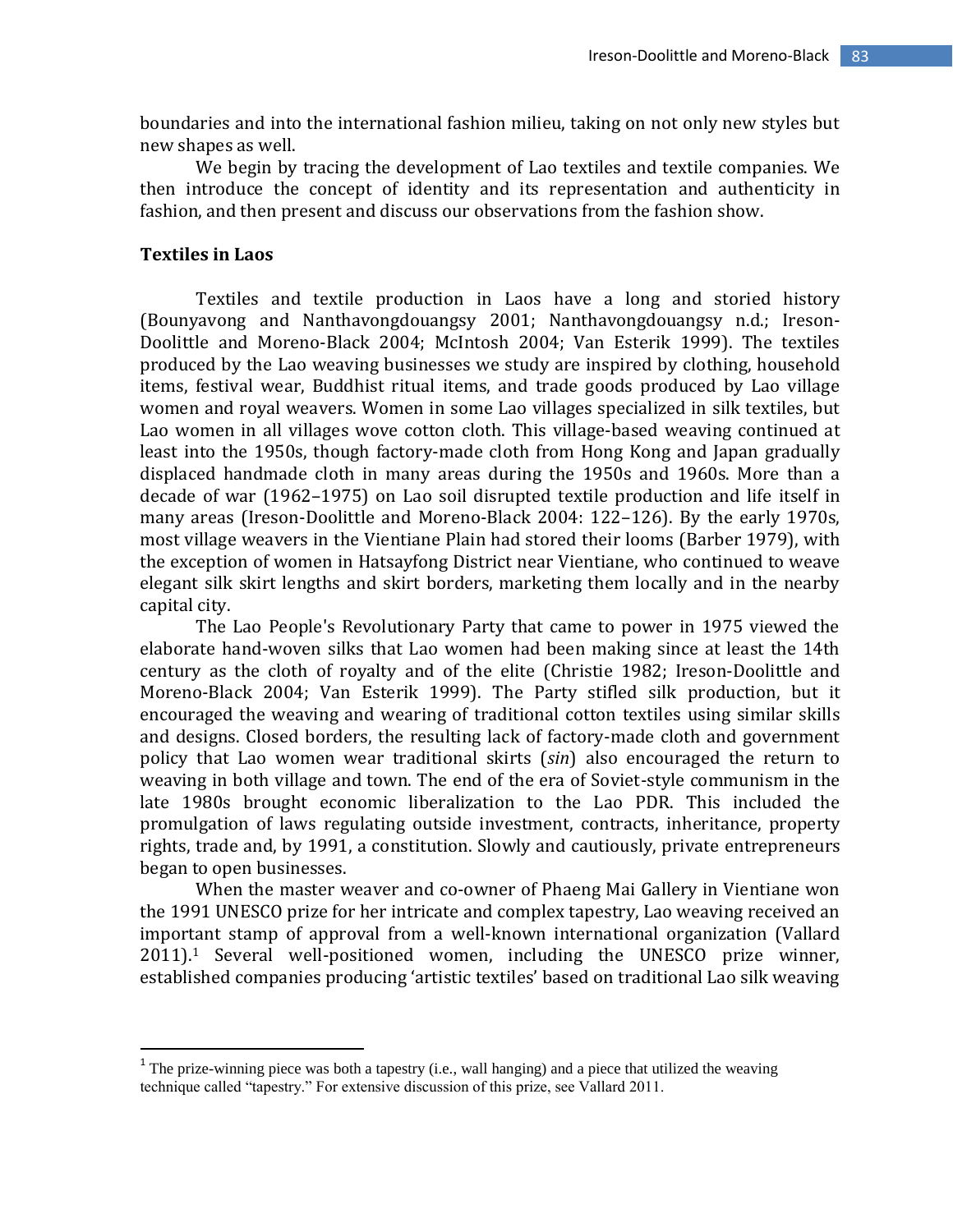boundaries and into the international fashion milieu, taking on not only new styles but new shapes as well.

We begin by tracing the development of Lao textiles and textile companies. We then introduce the concept of identity and its representation and authenticity in fashion, and then present and discuss our observations from the fashion show.

## Textiles in Laos

Textiles and textile production in Laos have a long and storied history (Bounyavong and Nanthavongdouangsy 2001; Nanthavongdouangsy n.d.; Ireson-Doolittle and Moreno-Black 2004; McIntosh 2004; Van Esterik 1999). The textiles produced by the Lao weaving businesses we study are inspired by clothing, household items, festival wear, Buddhist ritual items, and trade goods produced by Lao village women and royal weavers. Women in some Lao villages specialized in silk textiles, but Lao women in all villages wove cotton cloth. This village-based weaving continued at least into the 1950s, though factory-made cloth from Hong Kong and Japan gradually displaced handmade cloth in many areas during the 1950s and 1960s. More than a decade of war (1962–1975) on Lao soil disrupted textile production and life itself in many areas (Ireson-Doolittle and Moreno-Black 2004: 122–126). By the early 1970s, most village weavers in the Vientiane Plain had stored their looms (Barber 1979), with the exception of women in Hatsayfong District near Vientiane, who continued to weave elegant silk skirt lengths and skirt borders, marketing them locally and in the nearby capital city.

The Lao People's Revolutionary Party that came to power in 1975 viewed the elaborate hand-woven silks that Lao women had been making since at least the 14th century as the cloth of royalty and of the elite (Christie 1982; Ireson-Doolittle and Moreno-Black 2004; Van Esterik 1999). The Party stifled silk production, but it encouraged the weaving and wearing of traditional cotton textiles using similar skills and designs. Closed borders, the resulting lack of factory-made cloth and government policy that Lao women wear traditional skirts (*sin*) also encouraged the return to weaving in both village and town. The end of the era of Soviet-style communism in the late 1980s brought economic liberalization to the Lao PDR. This included the promulgation of laws regulating outside investment, contracts, inheritance, property rights, trade and, by 1991, a constitution. Slowly and cautiously, private entrepreneurs began to open businesses.

When the master weaver and co-owner of Phaeng Mai Gallery in Vientiane won the 1991 UNESCO prize for her intricate and complex tapestry, Lao weaving received an important stamp of approval from a well-known international organization (Vallard 2011).[1] Several well-positioned women, including the UNESCO prize winner, established companies producing 'artistic textiles' based on traditional Lao silk weaving

---

[1] The prize-winning piece was both a tapestry (i.e., wall hanging) and a piece that utilized the weaving technique called "tapestry." For extensive discussion of this prize, see Vallard 2011.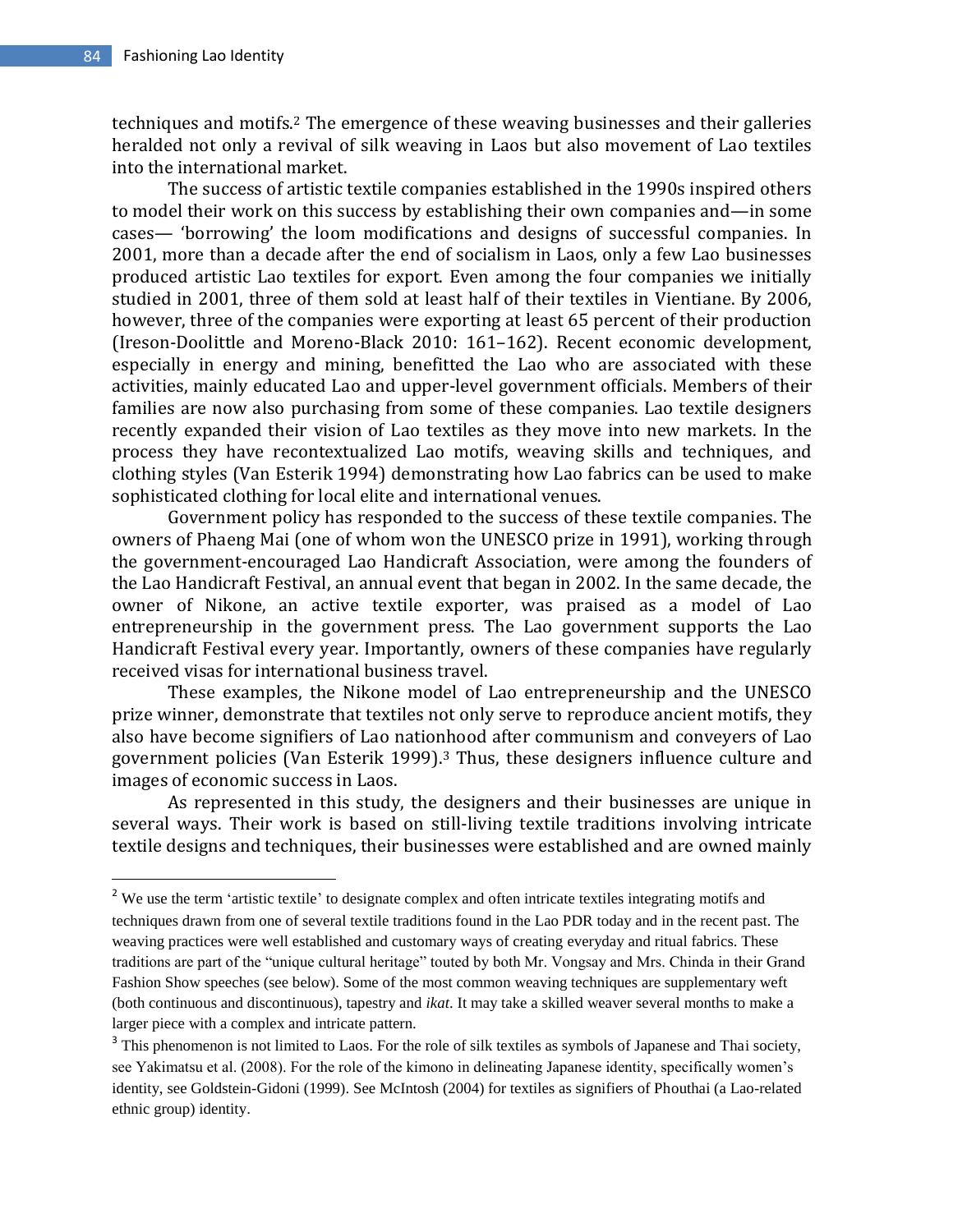techniques and motifs.[2] The emergence of these weaving businesses and their galleries heralded not only a revival of silk weaving in Laos but also movement of Lao textiles into the international market.

The success of artistic textile companies established in the 1990s inspired others to model their work on this success by establishing their own companies and—in some cases— 'borrowing' the loom modifications and designs of successful companies. In 2001, more than a decade after the end of socialism in Laos, only a few Lao businesses produced artistic Lao textiles for export. Even among the four companies we initially studied in 2001, three of them sold at least half of their textiles in Vientiane. By 2006, however, three of the companies were exporting at least 65 percent of their production (Ireson-Doolittle and Moreno-Black 2010: 161–162). Recent economic development, especially in energy and mining, benefitted the Lao who are associated with these activities, mainly educated Lao and upper-level government officials. Members of their families are now also purchasing from some of these companies. Lao textile designers recently expanded their vision of Lao textiles as they move into new markets. In the process they have recontextualized Lao motifs, weaving skills and techniques, and clothing styles (Van Esterik 1994) demonstrating how Lao fabrics can be used to make sophisticated clothing for local elite and international venues.

Government policy has responded to the success of these textile companies. The owners of Phaeng Mai (one of whom won the UNESCO prize in 1991), working through the government-encouraged Lao Handicraft Association, were among the founders of the Lao Handicraft Festival, an annual event that began in 2002. In the same decade, the owner of Nikone, an active textile exporter, was praised as a model of Lao entrepreneurship in the government press. The Lao government supports the Lao Handicraft Festival every year. Importantly, owners of these companies have regularly received visas for international business travel.

These examples, the Nikone model of Lao entrepreneurship and the UNESCO prize winner, demonstrate that textiles not only serve to reproduce ancient motifs, they also have become signifiers of Lao nationhood after communism and conveyers of Lao government policies (Van Esterik 1999).[3] Thus, these designers influence culture and images of economic success in Laos.

As represented in this study, the designers and their businesses are unique in several ways. Their work is based on still-living textile traditions involving intricate textile designs and techniques, their businesses were established and are owned mainly

---

[2] We use the term 'artistic textile' to designate complex and often intricate textiles integrating motifs and techniques drawn from one of several textile traditions found in the Lao PDR today and in the recent past. The weaving practices were well established and customary ways of creating everyday and ritual fabrics. These traditions are part of the "unique cultural heritage" touted by both Mr. Vongsay and Mrs. Chinda in their Grand Fashion Show speeches (see below). Some of the most common weaving techniques are supplementary weft (both continuous and discontinuous), tapestry and *ikat*. It may take a skilled weaver several months to make a larger piece with a complex and intricate pattern.

[3] This phenomenon is not limited to Laos. For the role of silk textiles as symbols of Japanese and Thai society, see Yakimatsu et al. (2008). For the role of the kimono in delineating Japanese identity, specifically women's identity, see Goldstein-Gidoni (1999). See McIntosh (2004) for textiles as signifiers of Phouthai (a Lao-related ethnic group) identity.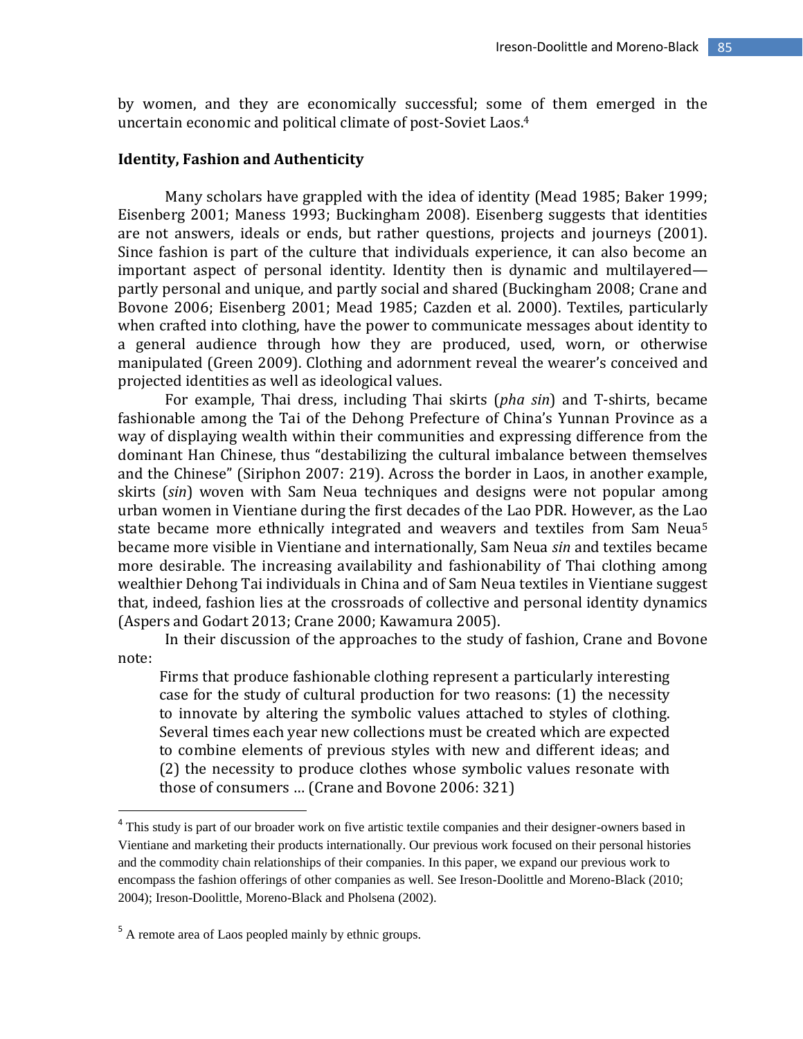by women, and they are economically successful; some of them emerged in the uncertain economic and political climate of post-Soviet Laos.[4]

## Identity, Fashion and Authenticity

Many scholars have grappled with the idea of identity (Mead 1985; Baker 1999; Eisenberg 2001; Maness 1993; Buckingham 2008). Eisenberg suggests that identities are not answers, ideals or ends, but rather questions, projects and journeys (2001). Since fashion is part of the culture that individuals experience, it can also become an important aspect of personal identity. Identity then is dynamic and multilayered—partly personal and unique, and partly social and shared (Buckingham 2008; Crane and Bovone 2006; Eisenberg 2001; Mead 1985; Cazden et al. 2000). Textiles, particularly when crafted into clothing, have the power to communicate messages about identity to a general audience through how they are produced, used, worn, or otherwise manipulated (Green 2009). Clothing and adornment reveal the wearer's conceived and projected identities as well as ideological values.

For example, Thai dress, including Thai skirts (*pha sin*) and T-shirts, became fashionable among the Tai of the Dehong Prefecture of China's Yunnan Province as a way of displaying wealth within their communities and expressing difference from the dominant Han Chinese, thus "destabilizing the cultural imbalance between themselves and the Chinese" (Siriphon 2007: 219). Across the border in Laos, in another example, skirts (*sin*) woven with Sam Neua techniques and designs were not popular among urban women in Vientiane during the first decades of the Lao PDR. However, as the Lao state became more ethnically integrated and weavers and textiles from Sam Neua[5] became more visible in Vientiane and internationally, Sam Neua *sin* and textiles became more desirable. The increasing availability and fashionability of Thai clothing among wealthier Dehong Tai individuals in China and of Sam Neua textiles in Vientiane suggest that, indeed, fashion lies at the crossroads of collective and personal identity dynamics (Aspers and Godart 2013; Crane 2000; Kawamura 2005).

In their discussion of the approaches to the study of fashion, Crane and Bovone note:

> Firms that produce fashionable clothing represent a particularly interesting case for the study of cultural production for two reasons: (1) the necessity to innovate by altering the symbolic values attached to styles of clothing. Several times each year new collections must be created which are expected to combine elements of previous styles with new and different ideas; and (2) the necessity to produce clothes whose symbolic values resonate with those of consumers … (Crane and Bovone 2006: 321)

---

[4] This study is part of our broader work on five artistic textile companies and their designer-owners based in Vientiane and marketing their products internationally. Our previous work focused on their personal histories and the commodity chain relationships of their companies. In this paper, we expand our previous work to encompass the fashion offerings of other companies as well. See Ireson-Doolittle and Moreno-Black (2010; 2004); Ireson-Doolittle, Moreno-Black and Pholsena (2002).

[5] A remote area of Laos peopled mainly by ethnic groups.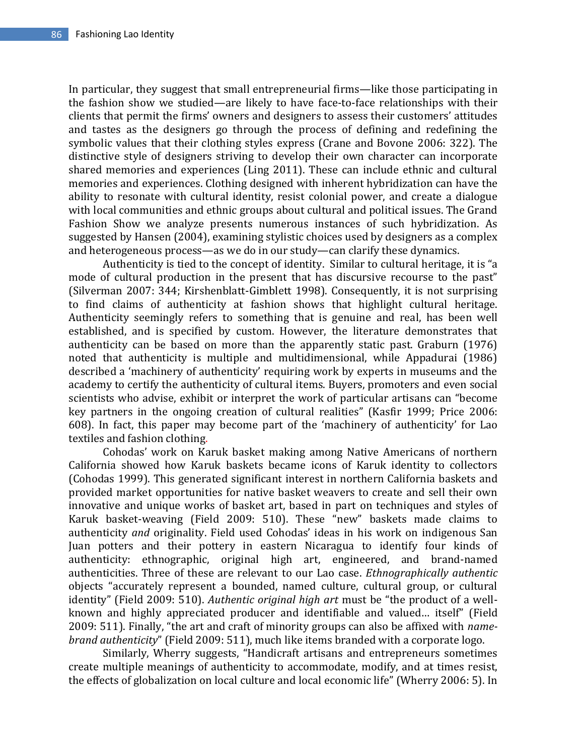In particular, they suggest that small entrepreneurial firms—like those participating in the fashion show we studied—are likely to have face-to-face relationships with their clients that permit the firms' owners and designers to assess their customers' attitudes and tastes as the designers go through the process of defining and redefining the symbolic values that their clothing styles express (Crane and Bovone 2006: 322). The distinctive style of designers striving to develop their own character can incorporate shared memories and experiences (Ling 2011). These can include ethnic and cultural memories and experiences. Clothing designed with inherent hybridization can have the ability to resonate with cultural identity, resist colonial power, and create a dialogue with local communities and ethnic groups about cultural and political issues. The Grand Fashion Show we analyze presents numerous instances of such hybridization. As suggested by Hansen (2004), examining stylistic choices used by designers as a complex and heterogeneous process—as we do in our study—can clarify these dynamics.

Authenticity is tied to the concept of identity. Similar to cultural heritage, it is "a mode of cultural production in the present that has discursive recourse to the past" (Silverman 2007: 344; Kirshenblatt-Gimblett 1998). Consequently, it is not surprising to find claims of authenticity at fashion shows that highlight cultural heritage. Authenticity seemingly refers to something that is genuine and real, has been well established, and is specified by custom. However, the literature demonstrates that authenticity can be based on more than the apparently static past. Graburn (1976) noted that authenticity is multiple and multidimensional, while Appadurai (1986) described a 'machinery of authenticity' requiring work by experts in museums and the academy to certify the authenticity of cultural items. Buyers, promoters and even social scientists who advise, exhibit or interpret the work of particular artisans can "become key partners in the ongoing creation of cultural realities" (Kasfir 1999; Price 2006: 608). In fact, this paper may become part of the 'machinery of authenticity' for Lao textiles and fashion clothing.

Cohodas' work on Karuk basket making among Native Americans of northern California showed how Karuk baskets became icons of Karuk identity to collectors (Cohodas 1999). This generated significant interest in northern California baskets and provided market opportunities for native basket weavers to create and sell their own innovative and unique works of basket art, based in part on techniques and styles of Karuk basket-weaving (Field 2009: 510). These "new" baskets made claims to authenticity *and* originality. Field used Cohodas' ideas in his work on indigenous San Juan potters and their pottery in eastern Nicaragua to identify four kinds of authenticity: ethnographic, original high art, engineered, and brand-named authenticities. Three of these are relevant to our Lao case. *Ethnographically authentic* objects "accurately represent a bounded, named culture, cultural group, or cultural identity" (Field 2009: 510). *Authentic original high art* must be "the product of a well-known and highly appreciated producer and identifiable and valued… itself" (Field 2009: 511). Finally, "the art and craft of minority groups can also be affixed with *name-brand authenticity*" (Field 2009: 511), much like items branded with a corporate logo.

Similarly, Wherry suggests, "Handicraft artisans and entrepreneurs sometimes create multiple meanings of authenticity to accommodate, modify, and at times resist, the effects of globalization on local culture and local economic life" (Wherry 2006: 5). In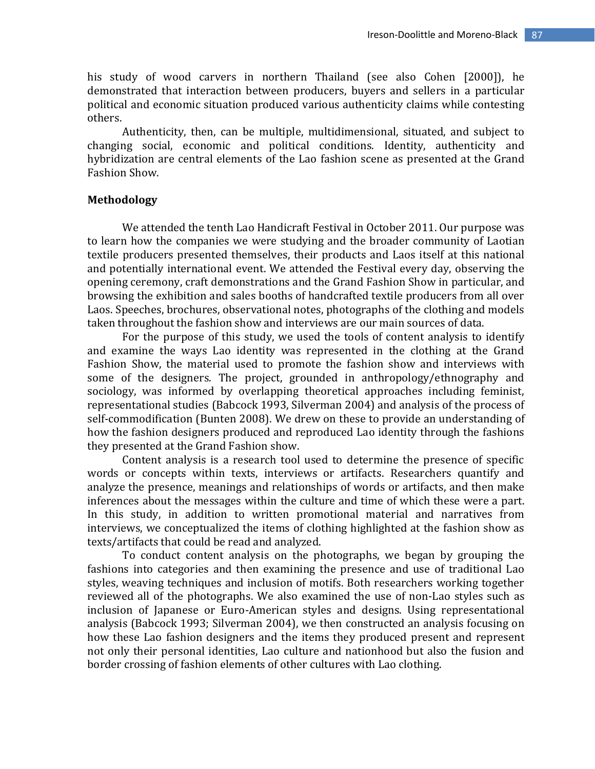his study of wood carvers in northern Thailand (see also Cohen [2000]), he demonstrated that interaction between producers, buyers and sellers in a particular political and economic situation produced various authenticity claims while contesting others.

Authenticity, then, can be multiple, multidimensional, situated, and subject to changing social, economic and political conditions. Identity, authenticity and hybridization are central elements of the Lao fashion scene as presented at the Grand Fashion Show.

**Methodology**

We attended the tenth Lao Handicraft Festival in October 2011. Our purpose was to learn how the companies we were studying and the broader community of Laotian textile producers presented themselves, their products and Laos itself at this national and potentially international event. We attended the Festival every day, observing the opening ceremony, craft demonstrations and the Grand Fashion Show in particular, and browsing the exhibition and sales booths of handcrafted textile producers from all over Laos. Speeches, brochures, observational notes, photographs of the clothing and models taken throughout the fashion show and interviews are our main sources of data.

For the purpose of this study, we used the tools of content analysis to identify and examine the ways Lao identity was represented in the clothing at the Grand Fashion Show, the material used to promote the fashion show and interviews with some of the designers. The project, grounded in anthropology/ethnography and sociology, was informed by overlapping theoretical approaches including feminist, representational studies (Babcock 1993, Silverman 2004) and analysis of the process of self-commodification (Bunten 2008). We drew on these to provide an understanding of how the fashion designers produced and reproduced Lao identity through the fashions they presented at the Grand Fashion show.

Content analysis is a research tool used to determine the presence of specific words or concepts within texts, interviews or artifacts. Researchers quantify and analyze the presence, meanings and relationships of words or artifacts, and then make inferences about the messages within the culture and time of which these were a part. In this study, in addition to written promotional material and narratives from interviews, we conceptualized the items of clothing highlighted at the fashion show as texts/artifacts that could be read and analyzed.

To conduct content analysis on the photographs, we began by grouping the fashions into categories and then examining the presence and use of traditional Lao styles, weaving techniques and inclusion of motifs. Both researchers working together reviewed all of the photographs. We also examined the use of non-Lao styles such as inclusion of Japanese or Euro-American styles and designs. Using representational analysis (Babcock 1993; Silverman 2004), we then constructed an analysis focusing on how these Lao fashion designers and the items they produced present and represent not only their personal identities, Lao culture and nationhood but also the fusion and border crossing of fashion elements of other cultures with Lao clothing.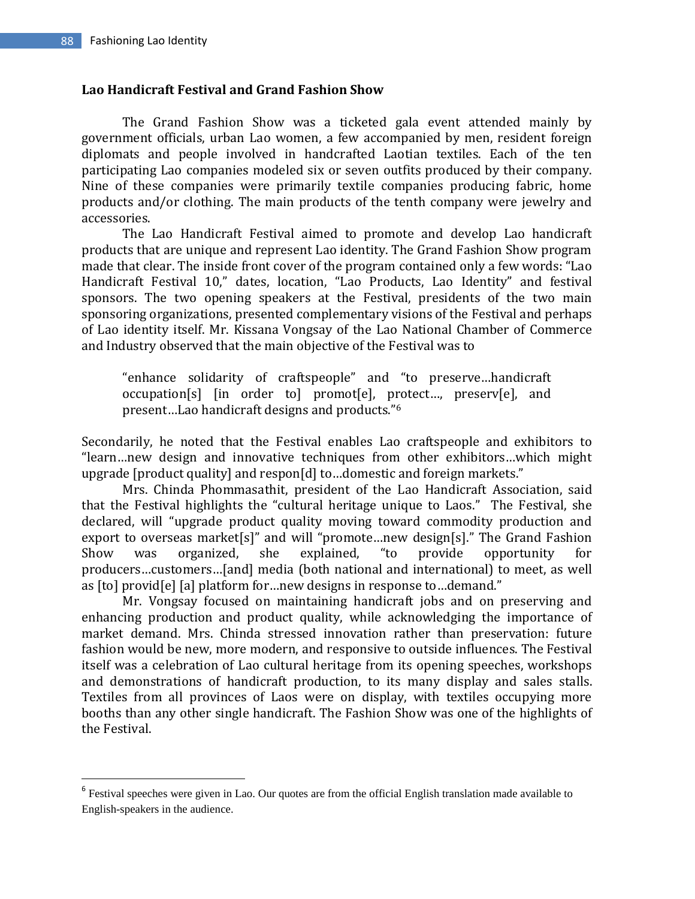### Lao Handicraft Festival and Grand Fashion Show

The Grand Fashion Show was a ticketed gala event attended mainly by government officials, urban Lao women, a few accompanied by men, resident foreign diplomats and people involved in handcrafted Laotian textiles. Each of the ten participating Lao companies modeled six or seven outfits produced by their company. Nine of these companies were primarily textile companies producing fabric, home products and/or clothing. The main products of the tenth company were jewelry and accessories.

The Lao Handicraft Festival aimed to promote and develop Lao handicraft products that are unique and represent Lao identity. The Grand Fashion Show program made that clear. The inside front cover of the program contained only a few words: "Lao Handicraft Festival 10," dates, location, "Lao Products, Lao Identity" and festival sponsors. The two opening speakers at the Festival, presidents of the two main sponsoring organizations, presented complementary visions of the Festival and perhaps of Lao identity itself. Mr. Kissana Vongsay of the Lao National Chamber of Commerce and Industry observed that the main objective of the Festival was to

> "enhance solidarity of craftspeople" and "to preserve…handicraft occupation[s] [in order to] promot[e], protect…, preserv[e], and present…Lao handicraft designs and products."[6]

Secondarily, he noted that the Festival enables Lao craftspeople and exhibitors to "learn…new design and innovative techniques from other exhibitors…which might upgrade [product quality] and respon[d] to…domestic and foreign markets."

Mrs. Chinda Phommasathit, president of the Lao Handicraft Association, said that the Festival highlights the "cultural heritage unique to Laos." The Festival, she declared, will "upgrade product quality moving toward commodity production and export to overseas market[s]" and will "promote…new design[s]." The Grand Fashion Show was organized, she explained, "to provide opportunity for producers…customers…[and] media (both national and international) to meet, as well as [to] provid[e] [a] platform for…new designs in response to…demand."

Mr. Vongsay focused on maintaining handicraft jobs and on preserving and enhancing production and product quality, while acknowledging the importance of market demand. Mrs. Chinda stressed innovation rather than preservation: future fashion would be new, more modern, and responsive to outside influences. The Festival itself was a celebration of Lao cultural heritage from its opening speeches, workshops and demonstrations of handicraft production, to its many display and sales stalls. Textiles from all provinces of Laos were on display, with textiles occupying more booths than any other single handicraft. The Fashion Show was one of the highlights of the Festival.

---

[6] Festival speeches were given in Lao. Our quotes are from the official English translation made available to English-speakers in the audience.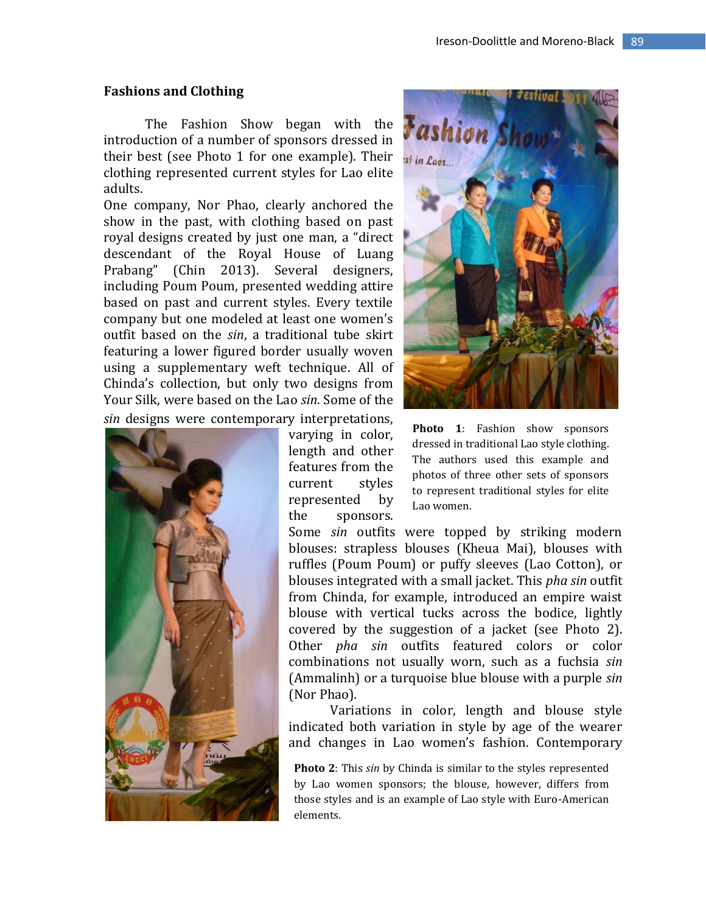## Fashions and Clothing

The Fashion Show began with the introduction of a number of sponsors dressed in their best (see Photo 1 for one example). Their clothing represented current styles for Lao elite adults.

One company, Nor Phao, clearly anchored the show in the past, with clothing based on past royal designs created by just one man, a "direct descendant of the Royal House of Luang Prabang" (Chin 2013). Several designers, including Poum Poum, presented wedding attire based on past and current styles. Every textile company but one modeled at least one women's outfit based on the *sin*, a traditional tube skirt featuring a lower figured border usually woven using a supplementary weft technique. All of Chinda's collection, but only two designs from Your Silk, were based on the Lao *sin*. Some of the *sin* designs were contemporary interpretations, varying in color, length and other features from the current styles represented by the sponsors. Some *sin* outfits were topped by striking modern blouses: strapless blouses (Kheua Mai), blouses with ruffles (Poum Poum) or puffy sleeves (Lao Cotton), or blouses integrated with a small jacket. This *pha sin* outfit from Chinda, for example, introduced an empire waist blouse with vertical tucks across the bodice, lightly covered by the suggestion of a jacket (see Photo 2). Other *pha sin* outfits featured colors or color combinations not usually worn, such as a fuchsia *sin* (Ammalinh) or a turquoise blue blouse with a purple *sin* (Nor Phao).

**Photo 1**: Fashion show sponsors dressed in traditional Lao style clothing. The authors used this example and photos of three other sets of sponsors to represent traditional styles for elite Lao women.

Variations in color, length and blouse style indicated both variation in style by age of the wearer and changes in Lao women's fashion. Contemporary

**Photo 2**: This *sin* by Chinda is similar to the styles represented by Lao women sponsors; the blouse, however, differs from those styles and is an example of Lao style with Euro-American elements.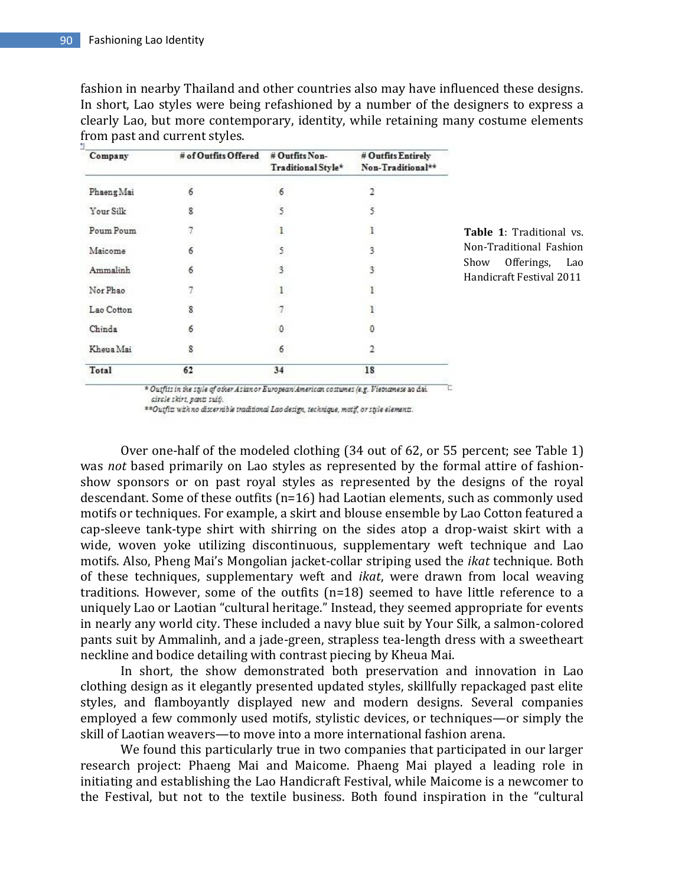fashion in nearby Thailand and other countries also may have influenced these designs. In short, Lao styles were being refashioned by a number of the designers to express a clearly Lao, but more contemporary, identity, while retaining many costume elements from past and current styles.

| Company | # of Outfits Offered | # Outfits Non-Traditional Style* | # Outfits Entirely Non-Traditional** |
|---|---|---|---|
| Phaeng Mai | 6 | 6 | 2 |
| Your Silk | 8 | 5 | 5 |
| Poum Poum | 7 | 1 | 1 |
| Maicome | 6 | 5 | 3 |
| Ammalinh | 6 | 3 | 3 |
| Nor Phao | 7 | 1 | 1 |
| Lao Cotton | 8 | 7 | 1 |
| Chinda | 6 | 0 | 0 |
| Kheua Mai | 8 | 6 | 2 |
| **Total** | **62** | **34** | **18** |

*Outfits in the style of other Asian or European/American costumes (e.g. Vietnamese ao dai, circle skirt, pants suit).

**Outfits with no discernible traditional Lao design, technique, motif, or style elements.

**Table 1**: Traditional vs. Non-Traditional Fashion Show Offerings, Lao Handicraft Festival 2011

Over one-half of the modeled clothing (34 out of 62, or 55 percent; see Table 1) was *not* based primarily on Lao styles as represented by the formal attire of fashion-show sponsors or on past royal styles as represented by the designs of the royal descendant. Some of these outfits (n=16) had Laotian elements, such as commonly used motifs or techniques. For example, a skirt and blouse ensemble by Lao Cotton featured a cap-sleeve tank-type shirt with shirring on the sides atop a drop-waist skirt with a wide, woven yoke utilizing discontinuous, supplementary weft technique and Lao motifs. Also, Pheng Mai's Mongolian jacket-collar striping used the *ikat* technique. Both of these techniques, supplementary weft and *ikat*, were drawn from local weaving traditions. However, some of the outfits (n=18) seemed to have little reference to a uniquely Lao or Laotian "cultural heritage." Instead, they seemed appropriate for events in nearly any world city. These included a navy blue suit by Your Silk, a salmon-colored pants suit by Ammalinh, and a jade-green, strapless tea-length dress with a sweetheart neckline and bodice detailing with contrast piecing by Kheua Mai.

In short, the show demonstrated both preservation and innovation in Lao clothing design as it elegantly presented updated styles, skillfully repackaged past elite styles, and flamboyantly displayed new and modern designs. Several companies employed a few commonly used motifs, stylistic devices, or techniques—or simply the skill of Laotian weavers—to move into a more international fashion arena.

We found this particularly true in two companies that participated in our larger research project: Phaeng Mai and Maicome. Phaeng Mai played a leading role in initiating and establishing the Lao Handicraft Festival, while Maicome is a newcomer to the Festival, but not to the textile business. Both found inspiration in the "cultural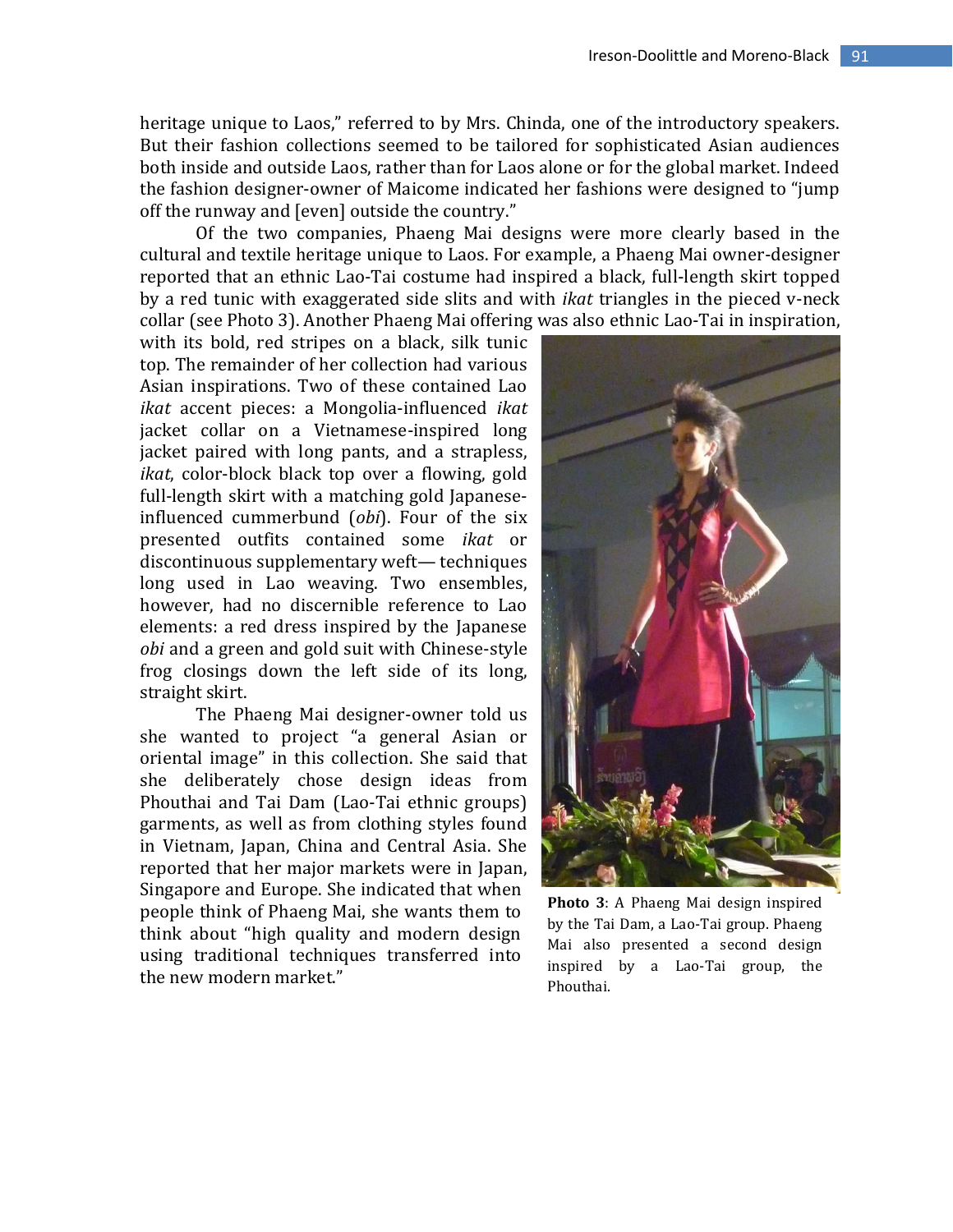heritage unique to Laos," referred to by Mrs. Chinda, one of the introductory speakers. But their fashion collections seemed to be tailored for sophisticated Asian audiences both inside and outside Laos, rather than for Laos alone or for the global market. Indeed the fashion designer-owner of Maicome indicated her fashions were designed to "jump off the runway and [even] outside the country."

Of the two companies, Phaeng Mai designs were more clearly based in the cultural and textile heritage unique to Laos. For example, a Phaeng Mai owner-designer reported that an ethnic Lao-Tai costume had inspired a black, full-length skirt topped by a red tunic with exaggerated side slits and with *ikat* triangles in the pieced v-neck collar (see Photo 3). Another Phaeng Mai offering was also ethnic Lao-Tai in inspiration, with its bold, red stripes on a black, silk tunic top. The remainder of her collection had various Asian inspirations. Two of these contained Lao *ikat* accent pieces: a Mongolia-influenced *ikat* jacket collar on a Vietnamese-inspired long jacket paired with long pants, and a strapless, *ikat*, color-block black top over a flowing, gold full-length skirt with a matching gold Japanese-influenced cummerbund (*obi*). Four of the six presented outfits contained some *ikat* or discontinuous supplementary weft— techniques long used in Lao weaving. Two ensembles, however, had no discernible reference to Lao elements: a red dress inspired by the Japanese *obi* and a green and gold suit with Chinese-style frog closings down the left side of its long, straight skirt.

The Phaeng Mai designer-owner told us she wanted to project "a general Asian or oriental image" in this collection. She said that she deliberately chose design ideas from Phouthai and Tai Dam (Lao-Tai ethnic groups) garments, as well as from clothing styles found in Vietnam, Japan, China and Central Asia. She reported that her major markets were in Japan, Singapore and Europe. She indicated that when people think of Phaeng Mai, she wants them to think about "high quality and modern design using traditional techniques transferred into the new modern market."

**Photo 3**: A Phaeng Mai design inspired by the Tai Dam, a Lao-Tai group. Phaeng Mai also presented a second design inspired by a Lao-Tai group, the Phouthai.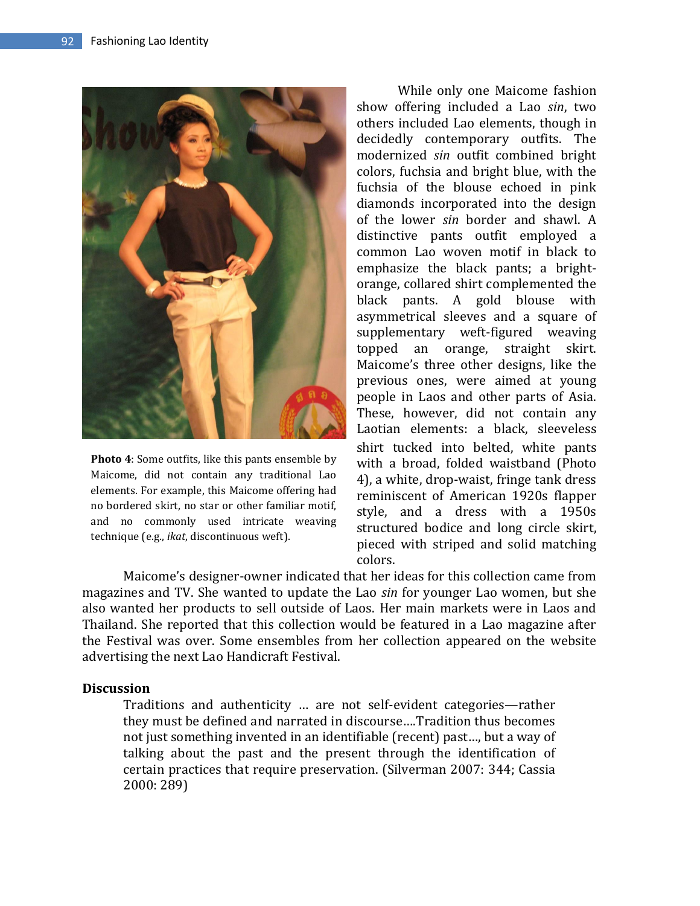While only one Maicome fashion show offering included a Lao *sin*, two others included Lao elements, though in decidedly contemporary outfits. The modernized *sin* outfit combined bright colors, fuchsia and bright blue, with the fuchsia of the blouse echoed in pink diamonds incorporated into the design of the lower *sin* border and shawl. A distinctive pants outfit employed a common Lao woven motif in black to emphasize the black pants; a bright-orange, collared shirt complemented the black pants. A gold blouse with asymmetrical sleeves and a square of supplementary weft-figured weaving topped an orange, straight skirt. Maicome's three other designs, like the previous ones, were aimed at young people in Laos and other parts of Asia. These, however, did not contain any Laotian elements: a black, sleeveless shirt tucked into belted, white pants with a broad, folded waistband (Photo 4), a white, drop-waist, fringe tank dress reminiscent of American 1920s flapper style, and a dress with a 1950s structured bodice and long circle skirt, pieced with striped and solid matching colors.

**Photo 4**: Some outfits, like this pants ensemble by Maicome, did not contain any traditional Lao elements. For example, this Maicome offering had no bordered skirt, no star or other familiar motif, and no commonly used intricate weaving technique (e.g., *ikat*, discontinuous weft).

Maicome's designer-owner indicated that her ideas for this collection came from magazines and TV. She wanted to update the Lao *sin* for younger Lao women, but she also wanted her products to sell outside of Laos. Her main markets were in Laos and Thailand. She reported that this collection would be featured in a Lao magazine after the Festival was over. Some ensembles from her collection appeared on the website advertising the next Lao Handicraft Festival.

## Discussion

> Traditions and authenticity … are not self-evident categories—rather they must be defined and narrated in discourse….Tradition thus becomes not just something invented in an identifiable (recent) past…, but a way of talking about the past and the present through the identification of certain practices that require preservation. (Silverman 2007: 344; Cassia 2000: 289)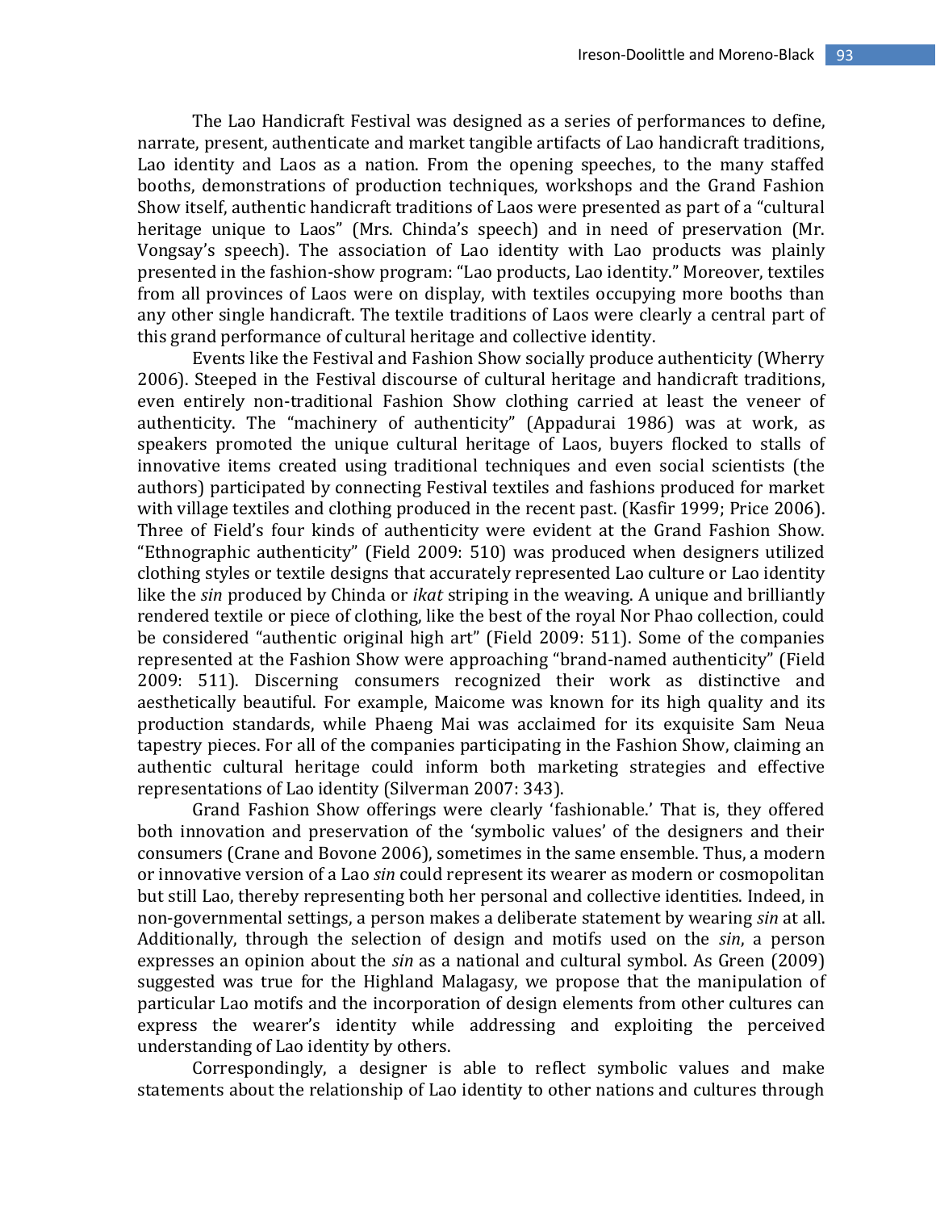The Lao Handicraft Festival was designed as a series of performances to define, narrate, present, authenticate and market tangible artifacts of Lao handicraft traditions, Lao identity and Laos as a nation. From the opening speeches, to the many staffed booths, demonstrations of production techniques, workshops and the Grand Fashion Show itself, authentic handicraft traditions of Laos were presented as part of a "cultural heritage unique to Laos" (Mrs. Chinda's speech) and in need of preservation (Mr. Vongsay's speech). The association of Lao identity with Lao products was plainly presented in the fashion-show program: "Lao products, Lao identity." Moreover, textiles from all provinces of Laos were on display, with textiles occupying more booths than any other single handicraft. The textile traditions of Laos were clearly a central part of this grand performance of cultural heritage and collective identity.

Events like the Festival and Fashion Show socially produce authenticity (Wherry 2006). Steeped in the Festival discourse of cultural heritage and handicraft traditions, even entirely non-traditional Fashion Show clothing carried at least the veneer of authenticity. The "machinery of authenticity" (Appadurai 1986) was at work, as speakers promoted the unique cultural heritage of Laos, buyers flocked to stalls of innovative items created using traditional techniques and even social scientists (the authors) participated by connecting Festival textiles and fashions produced for market with village textiles and clothing produced in the recent past. (Kasfir 1999; Price 2006). Three of Field's four kinds of authenticity were evident at the Grand Fashion Show. "Ethnographic authenticity" (Field 2009: 510) was produced when designers utilized clothing styles or textile designs that accurately represented Lao culture or Lao identity like the *sin* produced by Chinda or *ikat* striping in the weaving. A unique and brilliantly rendered textile or piece of clothing, like the best of the royal Nor Phao collection, could be considered "authentic original high art" (Field 2009: 511). Some of the companies represented at the Fashion Show were approaching "brand-named authenticity" (Field 2009: 511). Discerning consumers recognized their work as distinctive and aesthetically beautiful. For example, Maicome was known for its high quality and its production standards, while Phaeng Mai was acclaimed for its exquisite Sam Neua tapestry pieces. For all of the companies participating in the Fashion Show, claiming an authentic cultural heritage could inform both marketing strategies and effective representations of Lao identity (Silverman 2007: 343).

Grand Fashion Show offerings were clearly 'fashionable.' That is, they offered both innovation and preservation of the 'symbolic values' of the designers and their consumers (Crane and Bovone 2006), sometimes in the same ensemble. Thus, a modern or innovative version of a Lao *sin* could represent its wearer as modern or cosmopolitan but still Lao, thereby representing both her personal and collective identities. Indeed, in non-governmental settings, a person makes a deliberate statement by wearing *sin* at all. Additionally, through the selection of design and motifs used on the *sin*, a person expresses an opinion about the *sin* as a national and cultural symbol. As Green (2009) suggested was true for the Highland Malagasy, we propose that the manipulation of particular Lao motifs and the incorporation of design elements from other cultures can express the wearer's identity while addressing and exploiting the perceived understanding of Lao identity by others.

Correspondingly, a designer is able to reflect symbolic values and make statements about the relationship of Lao identity to other nations and cultures through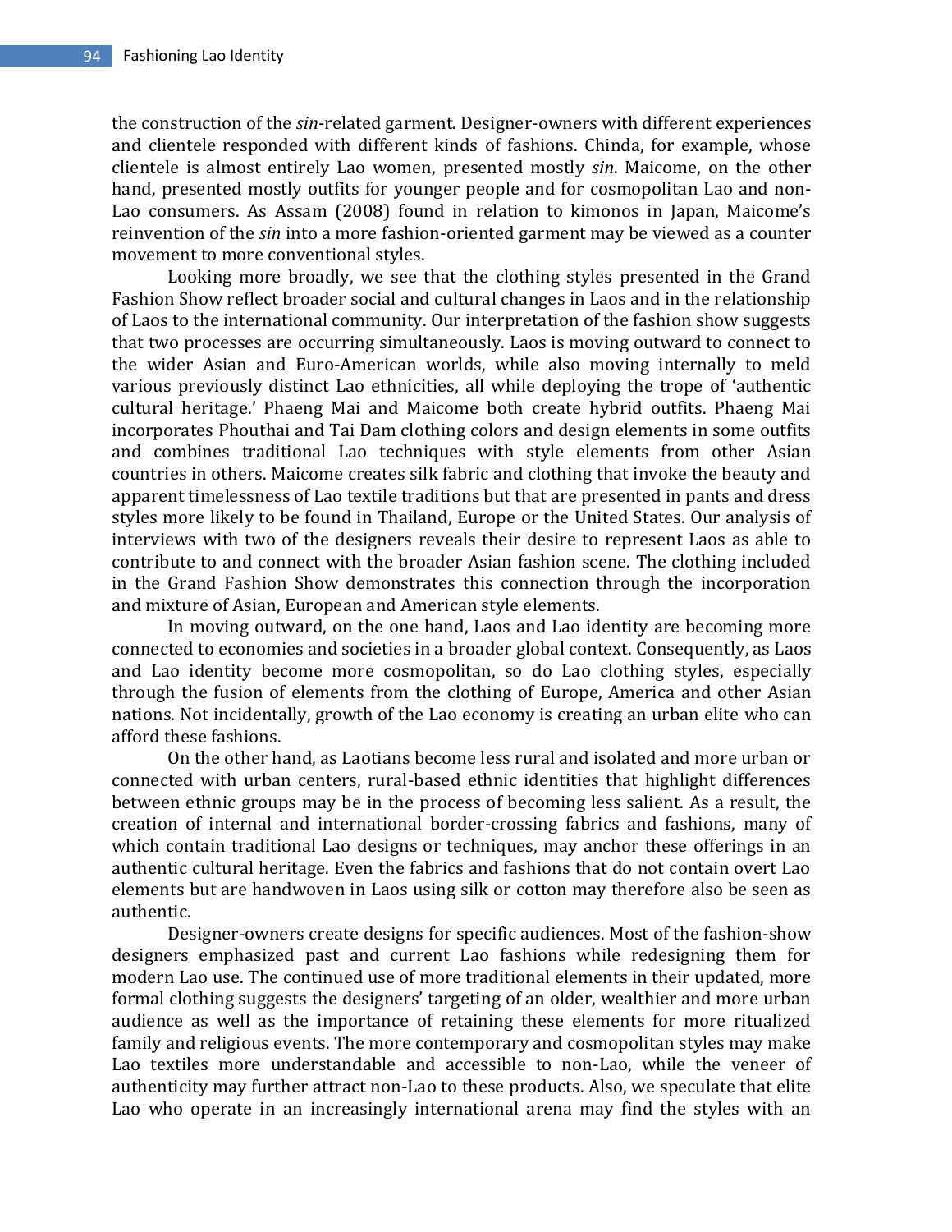the construction of the *sin*-related garment. Designer-owners with different experiences and clientele responded with different kinds of fashions. Chinda, for example, whose clientele is almost entirely Lao women, presented mostly *sin*. Maicome, on the other hand, presented mostly outfits for younger people and for cosmopolitan Lao and non-Lao consumers. As Assam (2008) found in relation to kimonos in Japan, Maicome's reinvention of the *sin* into a more fashion-oriented garment may be viewed as a counter movement to more conventional styles.

Looking more broadly, we see that the clothing styles presented in the Grand Fashion Show reflect broader social and cultural changes in Laos and in the relationship of Laos to the international community. Our interpretation of the fashion show suggests that two processes are occurring simultaneously. Laos is moving outward to connect to the wider Asian and Euro-American worlds, while also moving internally to meld various previously distinct Lao ethnicities, all while deploying the trope of 'authentic cultural heritage.' Phaeng Mai and Maicome both create hybrid outfits. Phaeng Mai incorporates Phouthai and Tai Dam clothing colors and design elements in some outfits and combines traditional Lao techniques with style elements from other Asian countries in others. Maicome creates silk fabric and clothing that invoke the beauty and apparent timelessness of Lao textile traditions but that are presented in pants and dress styles more likely to be found in Thailand, Europe or the United States. Our analysis of interviews with two of the designers reveals their desire to represent Laos as able to contribute to and connect with the broader Asian fashion scene. The clothing included in the Grand Fashion Show demonstrates this connection through the incorporation and mixture of Asian, European and American style elements.

In moving outward, on the one hand, Laos and Lao identity are becoming more connected to economies and societies in a broader global context. Consequently, as Laos and Lao identity become more cosmopolitan, so do Lao clothing styles, especially through the fusion of elements from the clothing of Europe, America and other Asian nations. Not incidentally, growth of the Lao economy is creating an urban elite who can afford these fashions.

On the other hand, as Laotians become less rural and isolated and more urban or connected with urban centers, rural-based ethnic identities that highlight differences between ethnic groups may be in the process of becoming less salient. As a result, the creation of internal and international border-crossing fabrics and fashions, many of which contain traditional Lao designs or techniques, may anchor these offerings in an authentic cultural heritage. Even the fabrics and fashions that do not contain overt Lao elements but are handwoven in Laos using silk or cotton may therefore also be seen as authentic.

Designer-owners create designs for specific audiences. Most of the fashion-show designers emphasized past and current Lao fashions while redesigning them for modern Lao use. The continued use of more traditional elements in their updated, more formal clothing suggests the designers' targeting of an older, wealthier and more urban audience as well as the importance of retaining these elements for more ritualized family and religious events. The more contemporary and cosmopolitan styles may make Lao textiles more understandable and accessible to non-Lao, while the veneer of authenticity may further attract non-Lao to these products. Also, we speculate that elite Lao who operate in an increasingly international arena may find the styles with an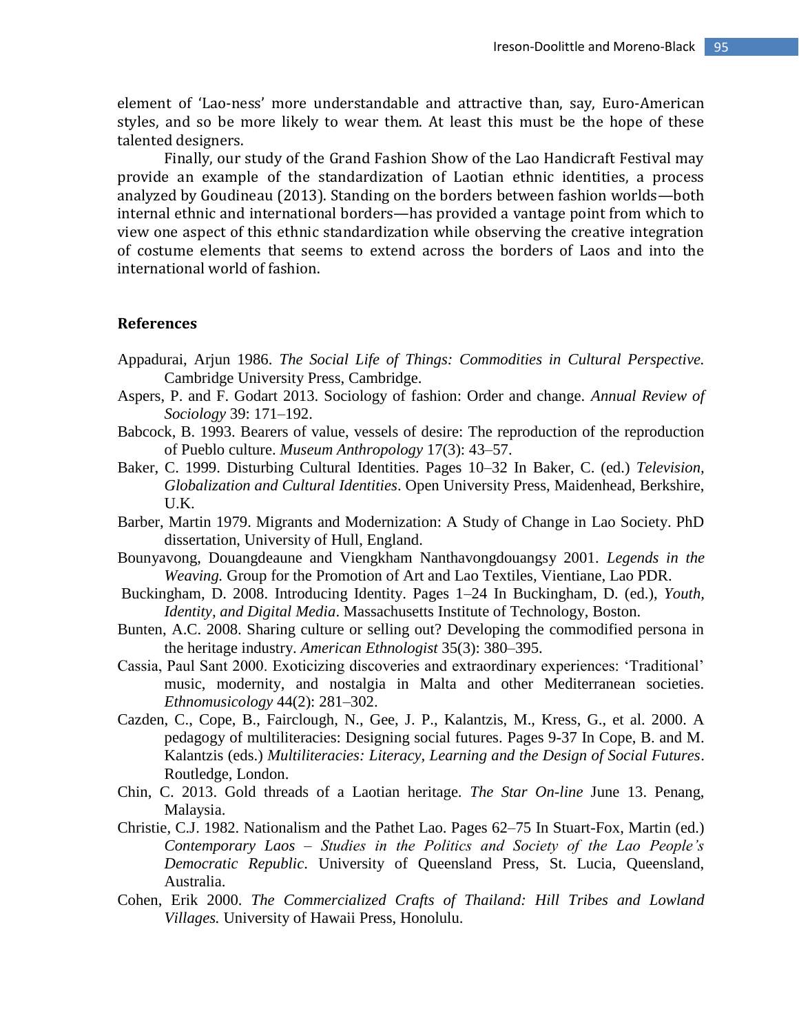element of 'Lao-ness' more understandable and attractive than, say, Euro-American styles, and so be more likely to wear them. At least this must be the hope of these talented designers.

Finally, our study of the Grand Fashion Show of the Lao Handicraft Festival may provide an example of the standardization of Laotian ethnic identities, a process analyzed by Goudineau (2013). Standing on the borders between fashion worlds—both internal ethnic and international borders—has provided a vantage point from which to view one aspect of this ethnic standardization while observing the creative integration of costume elements that seems to extend across the borders of Laos and into the international world of fashion.

## References

Appadurai, Arjun 1986. *The Social Life of Things: Commodities in Cultural Perspective.* Cambridge University Press, Cambridge.

Aspers, P. and F. Godart 2013. Sociology of fashion: Order and change. *Annual Review of Sociology* 39: 171–192.

Babcock, B. 1993. Bearers of value, vessels of desire: The reproduction of the reproduction of Pueblo culture. *Museum Anthropology* 17(3): 43–57.

Baker, C. 1999. Disturbing Cultural Identities. Pages 10–32 In Baker, C. (ed.) *Television, Globalization and Cultural Identities*. Open University Press, Maidenhead, Berkshire, U.K.

Barber, Martin 1979. Migrants and Modernization: A Study of Change in Lao Society. PhD dissertation, University of Hull, England.

Bounyavong, Douangdeaune and Viengkham Nanthavongdouangsy 2001. *Legends in the Weaving.* Group for the Promotion of Art and Lao Textiles, Vientiane, Lao PDR.

Buckingham, D. 2008. Introducing Identity. Pages 1–24 In Buckingham, D. (ed.), *Youth, Identity, and Digital Media*. Massachusetts Institute of Technology, Boston.

Bunten, A.C. 2008. Sharing culture or selling out? Developing the commodified persona in the heritage industry. *American Ethnologist* 35(3): 380–395.

Cassia, Paul Sant 2000. Exoticizing discoveries and extraordinary experiences: 'Traditional' music, modernity, and nostalgia in Malta and other Mediterranean societies. *Ethnomusicology* 44(2): 281–302.

Cazden, C., Cope, B., Fairclough, N., Gee, J. P., Kalantzis, M., Kress, G., et al. 2000. A pedagogy of multiliteracies: Designing social futures. Pages 9-37 In Cope, B. and M. Kalantzis (eds.) *Multiliteracies: Literacy, Learning and the Design of Social Futures*. Routledge, London.

Chin, C. 2013. Gold threads of a Laotian heritage. *The Star On-line* June 13. Penang, Malaysia.

Christie, C.J. 1982. Nationalism and the Pathet Lao. Pages 62–75 In Stuart-Fox, Martin (ed.) *Contemporary Laos – Studies in the Politics and Society of the Lao People's Democratic Republic*. University of Queensland Press, St. Lucia, Queensland, Australia.

Cohen, Erik 2000. *The Commercialized Crafts of Thailand: Hill Tribes and Lowland Villages.* University of Hawaii Press, Honolulu.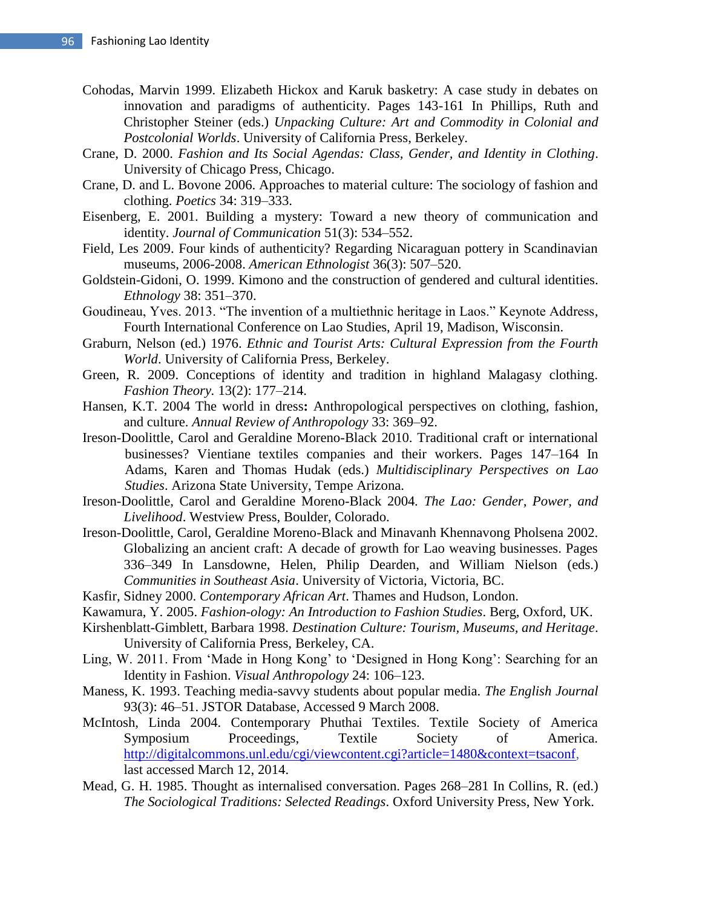Cohodas, Marvin 1999. Elizabeth Hickox and Karuk basketry: A case study in debates on innovation and paradigms of authenticity. Pages 143-161 In Phillips, Ruth and Christopher Steiner (eds.) *Unpacking Culture: Art and Commodity in Colonial and Postcolonial Worlds*. University of California Press, Berkeley.

Crane, D. 2000. *Fashion and Its Social Agendas: Class, Gender, and Identity in Clothing*. University of Chicago Press, Chicago.

Crane, D. and L. Bovone 2006. Approaches to material culture: The sociology of fashion and clothing. *Poetics* 34: 319–333.

Eisenberg, E. 2001. Building a mystery: Toward a new theory of communication and identity. *Journal of Communication* 51(3): 534–552.

Field, Les 2009. Four kinds of authenticity? Regarding Nicaraguan pottery in Scandinavian museums, 2006-2008. *American Ethnologist* 36(3): 507–520.

Goldstein-Gidoni, O. 1999. Kimono and the construction of gendered and cultural identities. *Ethnology* 38: 351–370.

Goudineau, Yves. 2013. "The invention of a multiethnic heritage in Laos." Keynote Address, Fourth International Conference on Lao Studies, April 19, Madison, Wisconsin.

Graburn, Nelson (ed.) 1976. *Ethnic and Tourist Arts: Cultural Expression from the Fourth World*. University of California Press, Berkeley.

Green, R. 2009. Conceptions of identity and tradition in highland Malagasy clothing. *Fashion Theory.* 13(2): 177–214.

Hansen, K.T. 2004 The world in dress**:** Anthropological perspectives on clothing, fashion, and culture. *Annual Review of Anthropology* 33: 369–92.

Ireson-Doolittle, Carol and Geraldine Moreno-Black 2010. Traditional craft or international businesses? Vientiane textiles companies and their workers. Pages 147–164 In Adams, Karen and Thomas Hudak (eds.) *Multidisciplinary Perspectives on Lao Studies*. Arizona State University, Tempe Arizona.

Ireson-Doolittle, Carol and Geraldine Moreno-Black 2004. *The Lao: Gender, Power, and Livelihood*. Westview Press, Boulder, Colorado.

Ireson-Doolittle, Carol, Geraldine Moreno-Black and Minavanh Khennavong Pholsena 2002. Globalizing an ancient craft: A decade of growth for Lao weaving businesses. Pages 336–349 In Lansdowne, Helen, Philip Dearden, and William Nielson (eds.) *Communities in Southeast Asia*. University of Victoria, Victoria, BC.

Kasfir, Sidney 2000. *Contemporary African Art*. Thames and Hudson, London.

Kawamura, Y. 2005. *Fashion-ology: An Introduction to Fashion Studies*. Berg, Oxford, UK.

Kirshenblatt-Gimblett, Barbara 1998. *Destination Culture: Tourism, Museums, and Heritage*. University of California Press, Berkeley, CA.

Ling, W. 2011. From 'Made in Hong Kong' to 'Designed in Hong Kong': Searching for an Identity in Fashion. *Visual Anthropology* 24: 106–123.

Maness, K. 1993. Teaching media-savvy students about popular media. *The English Journal* 93(3): 46–51. JSTOR Database, Accessed 9 March 2008.

McIntosh, Linda 2004. Contemporary Phuthai Textiles. Textile Society of America Symposium Proceedings, Textile Society of America. http://digitalcommons.unl.edu/cgi/viewcontent.cgi?article=1480&context=tsaconf, last accessed March 12, 2014.

Mead, G. H. 1985. Thought as internalised conversation. Pages 268–281 In Collins, R. (ed.) *The Sociological Traditions: Selected Readings*. Oxford University Press, New York.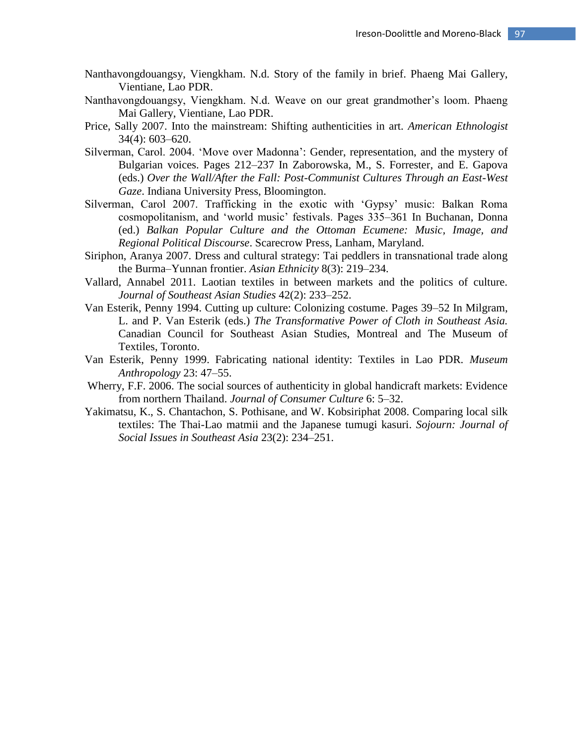Nanthavongdouangsy, Viengkham. N.d. Story of the family in brief. Phaeng Mai Gallery, Vientiane, Lao PDR.

Nanthavongdouangsy, Viengkham. N.d. Weave on our great grandmother's loom. Phaeng Mai Gallery, Vientiane, Lao PDR.

Price, Sally 2007. Into the mainstream: Shifting authenticities in art. *American Ethnologist* 34(4): 603–620.

Silverman, Carol. 2004. 'Move over Madonna': Gender, representation, and the mystery of Bulgarian voices. Pages 212–237 In Zaborowska, M., S. Forrester, and E. Gapova (eds.) *Over the Wall/After the Fall: Post-Communist Cultures Through an East-West Gaze*. Indiana University Press, Bloomington.

Silverman, Carol 2007. Trafficking in the exotic with 'Gypsy' music: Balkan Roma cosmopolitanism, and 'world music' festivals. Pages 335–361 In Buchanan, Donna (ed.) *Balkan Popular Culture and the Ottoman Ecumene: Music, Image, and Regional Political Discourse*. Scarecrow Press, Lanham, Maryland.

Siriphon, Aranya 2007. Dress and cultural strategy: Tai peddlers in transnational trade along the Burma–Yunnan frontier. *Asian Ethnicity* 8(3): 219–234.

Vallard, Annabel 2011. Laotian textiles in between markets and the politics of culture. *Journal of Southeast Asian Studies* 42(2): 233–252.

Van Esterik, Penny 1994. Cutting up culture: Colonizing costume. Pages 39–52 In Milgram, L. and P. Van Esterik (eds.) *The Transformative Power of Cloth in Southeast Asia.* Canadian Council for Southeast Asian Studies, Montreal and The Museum of Textiles, Toronto.

Van Esterik, Penny 1999. Fabricating national identity: Textiles in Lao PDR. *Museum Anthropology* 23: 47–55.

Wherry, F.F. 2006. The social sources of authenticity in global handicraft markets: Evidence from northern Thailand. *Journal of Consumer Culture* 6: 5–32.

Yakimatsu, K., S. Chantachon, S. Pothisane, and W. Kobsiriphat 2008. Comparing local silk textiles: The Thai-Lao matmii and the Japanese tumugi kasuri. *Sojourn: Journal of Social Issues in Southeast Asia* 23(2): 234–251.